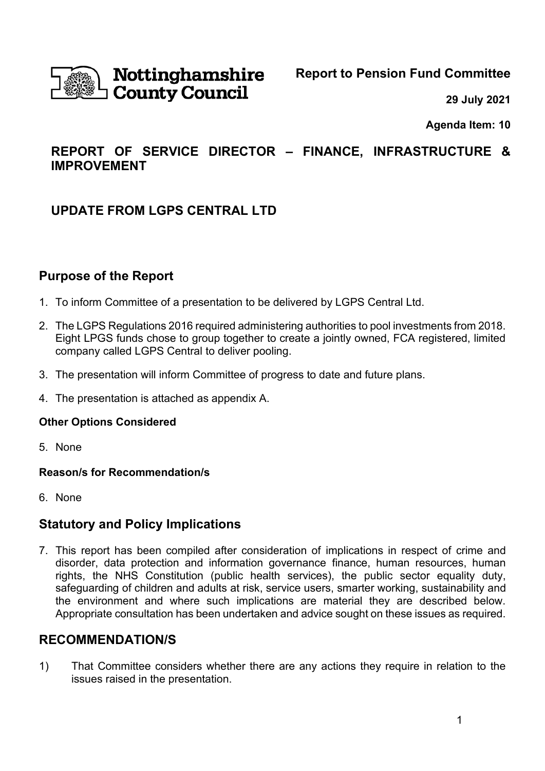Nottinghamshire County Council

**Report to Pension Fund Committee**

**29 July 2021**

**Agenda Item: 10**

## REPORT OF SERVICE DIRECTOR – FINANCE, INFRASTRUCTURE & IMPROVEMENT

## UPDATE FROM LGPS CENTRAL LTD

## Purpose of the Report

1. To inform Committee of a presentation to be delivered by LGPS Central Ltd.
2. The LGPS Regulations 2016 required administering authorities to pool investments from 2018. Eight LPGS funds chose to group together to create a jointly owned, FCA registered, limited company called LGPS Central to deliver pooling.
3. The presentation will inform Committee of progress to date and future plans.
4. The presentation is attached as appendix A.

### Other Options Considered

5. None

### Reason/s for Recommendation/s

6. None

## Statutory and Policy Implications

7. This report has been compiled after consideration of implications in respect of crime and disorder, data protection and information governance finance, human resources, human rights, the NHS Constitution (public health services), the public sector equality duty, safeguarding of children and adults at risk, service users, smarter working, sustainability and the environment and where such implications are material they are described below. Appropriate consultation has been undertaken and advice sought on these issues as required.

## RECOMMENDATION/S

1) That Committee considers whether there are any actions they require in relation to the issues raised in the presentation.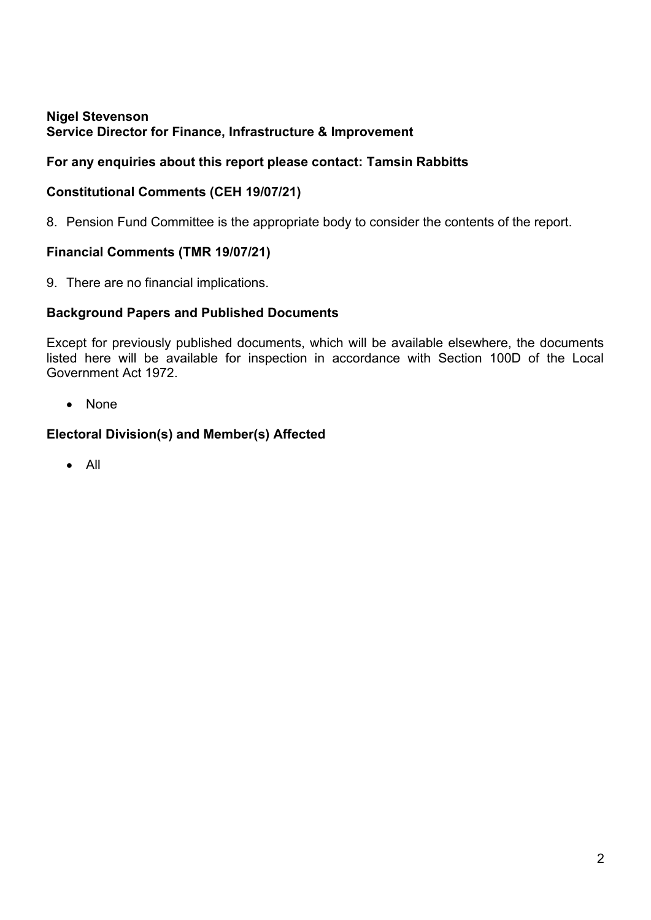**Nigel Stevenson**
**Service Director for Finance, Infrastructure & Improvement**

**For any enquiries about this report please contact: Tamsin Rabbitts**

**Constitutional Comments (CEH 19/07/21)**

8. Pension Fund Committee is the appropriate body to consider the contents of the report.

**Financial Comments (TMR 19/07/21)**

9. There are no financial implications.

**Background Papers and Published Documents**

Except for previously published documents, which will be available elsewhere, the documents listed here will be available for inspection in accordance with Section 100D of the Local Government Act 1972.

- None

**Electoral Division(s) and Member(s) Affected**

- All